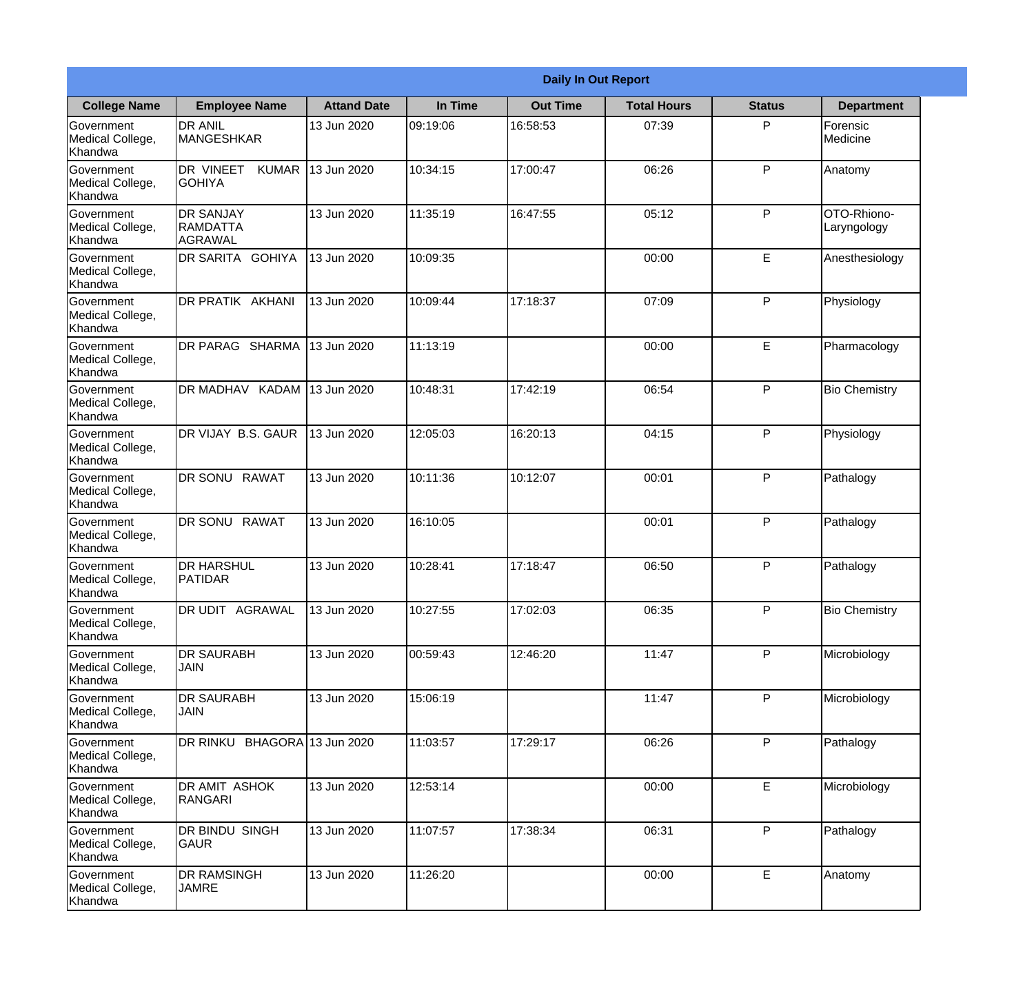**Daily In Out Report**

| College Name | Employee Name | Attand Date | In Time | Out Time | Total Hours | Status | Department |
|---|---|---|---|---|---|---|---|
| Government Medical College, Khandwa | DR ANIL MANGESHKAR | 13 Jun 2020 | 09:19:06 | 16:58:53 | 07:39 | P | Forensic Medicine |
| Government Medical College, Khandwa | DR VINEET KUMAR GOHIYA | 13 Jun 2020 | 10:34:15 | 17:00:47 | 06:26 | P | Anatomy |
| Government Medical College, Khandwa | DR SANJAY RAMDATTA AGRAWAL | 13 Jun 2020 | 11:35:19 | 16:47:55 | 05:12 | P | OTO-Rhiono-Laryngology |
| Government Medical College, Khandwa | DR SARITA GOHIYA | 13 Jun 2020 | 10:09:35 | | 00:00 | E | Anesthesiology |
| Government Medical College, Khandwa | DR PRATIK AKHANI | 13 Jun 2020 | 10:09:44 | 17:18:37 | 07:09 | P | Physiology |
| Government Medical College, Khandwa | DR PARAG SHARMA | 13 Jun 2020 | 11:13:19 | | 00:00 | E | Pharmacology |
| Government Medical College, Khandwa | DR MADHAV KADAM | 13 Jun 2020 | 10:48:31 | 17:42:19 | 06:54 | P | Bio Chemistry |
| Government Medical College, Khandwa | DR VIJAY B.S. GAUR | 13 Jun 2020 | 12:05:03 | 16:20:13 | 04:15 | P | Physiology |
| Government Medical College, Khandwa | DR SONU RAWAT | 13 Jun 2020 | 10:11:36 | 10:12:07 | 00:01 | P | Pathalogy |
| Government Medical College, Khandwa | DR SONU RAWAT | 13 Jun 2020 | 16:10:05 | | 00:01 | P | Pathalogy |
| Government Medical College, Khandwa | DR HARSHUL PATIDAR | 13 Jun 2020 | 10:28:41 | 17:18:47 | 06:50 | P | Pathalogy |
| Government Medical College, Khandwa | DR UDIT AGRAWAL | 13 Jun 2020 | 10:27:55 | 17:02:03 | 06:35 | P | Bio Chemistry |
| Government Medical College, Khandwa | DR SAURABH JAIN | 13 Jun 2020 | 00:59:43 | 12:46:20 | 11:47 | P | Microbiology |
| Government Medical College, Khandwa | DR SAURABH JAIN | 13 Jun 2020 | 15:06:19 | | 11:47 | P | Microbiology |
| Government Medical College, Khandwa | DR RINKU BHAGORA | 13 Jun 2020 | 11:03:57 | 17:29:17 | 06:26 | P | Pathalogy |
| Government Medical College, Khandwa | DR AMIT ASHOK RANGARI | 13 Jun 2020 | 12:53:14 | | 00:00 | E | Microbiology |
| Government Medical College, Khandwa | DR BINDU SINGH GAUR | 13 Jun 2020 | 11:07:57 | 17:38:34 | 06:31 | P | Pathalogy |
| Government Medical College, Khandwa | DR RAMSINGH JAMRE | 13 Jun 2020 | 11:26:20 | | 00:00 | E | Anatomy |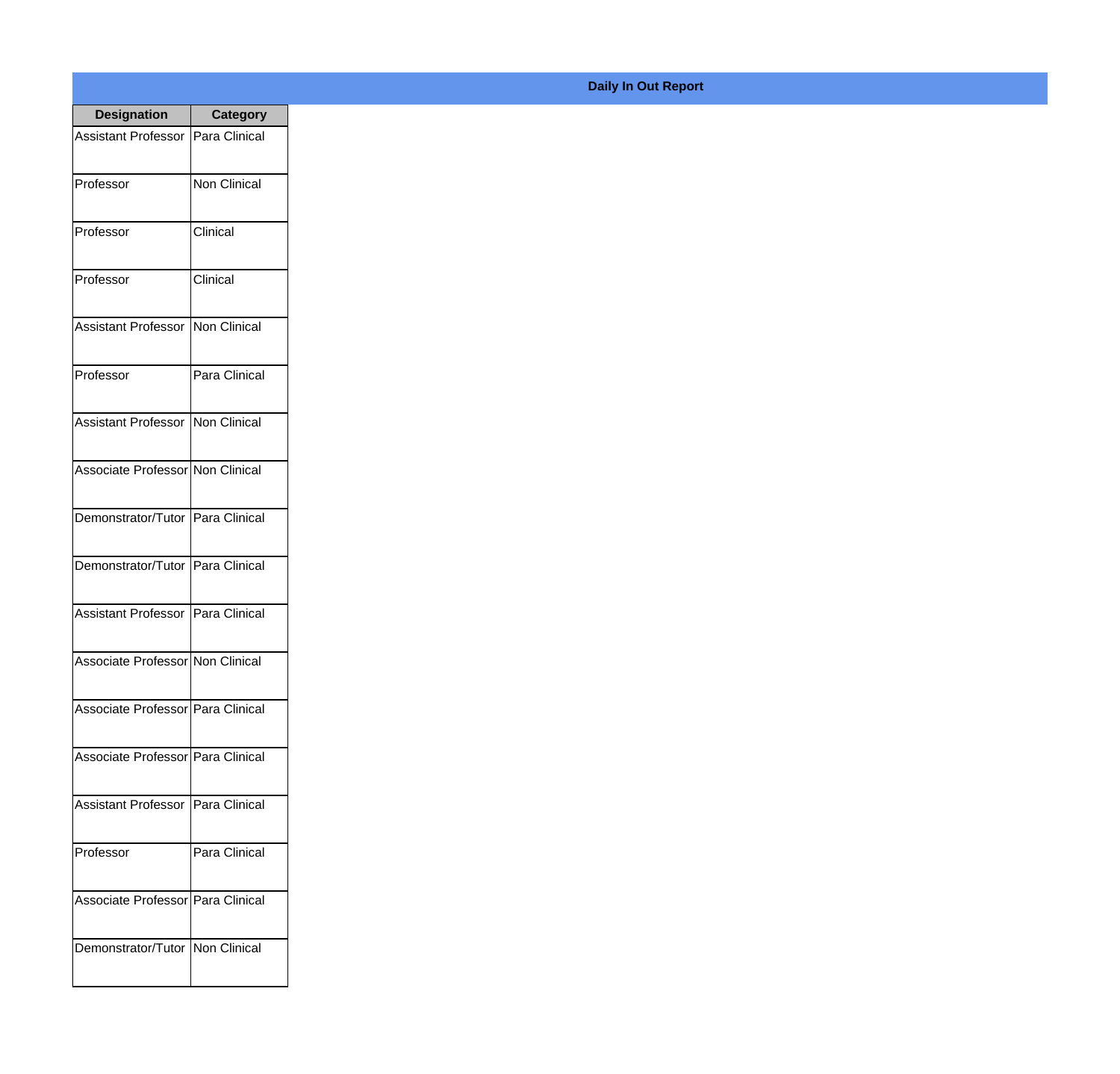**Daily In Out Report**

| Designation | Category |
|---|---|
| Assistant Professor | Para Clinical |
| Professor | Non Clinical |
| Professor | Clinical |
| Professor | Clinical |
| Assistant Professor | Non Clinical |
| Professor | Para Clinical |
| Assistant Professor | Non Clinical |
| Associate Professor | Non Clinical |
| Demonstrator/Tutor | Para Clinical |
| Demonstrator/Tutor | Para Clinical |
| Assistant Professor | Para Clinical |
| Associate Professor | Non Clinical |
| Associate Professor | Para Clinical |
| Associate Professor | Para Clinical |
| Assistant Professor | Para Clinical |
| Professor | Para Clinical |
| Associate Professor | Para Clinical |
| Demonstrator/Tutor | Non Clinical |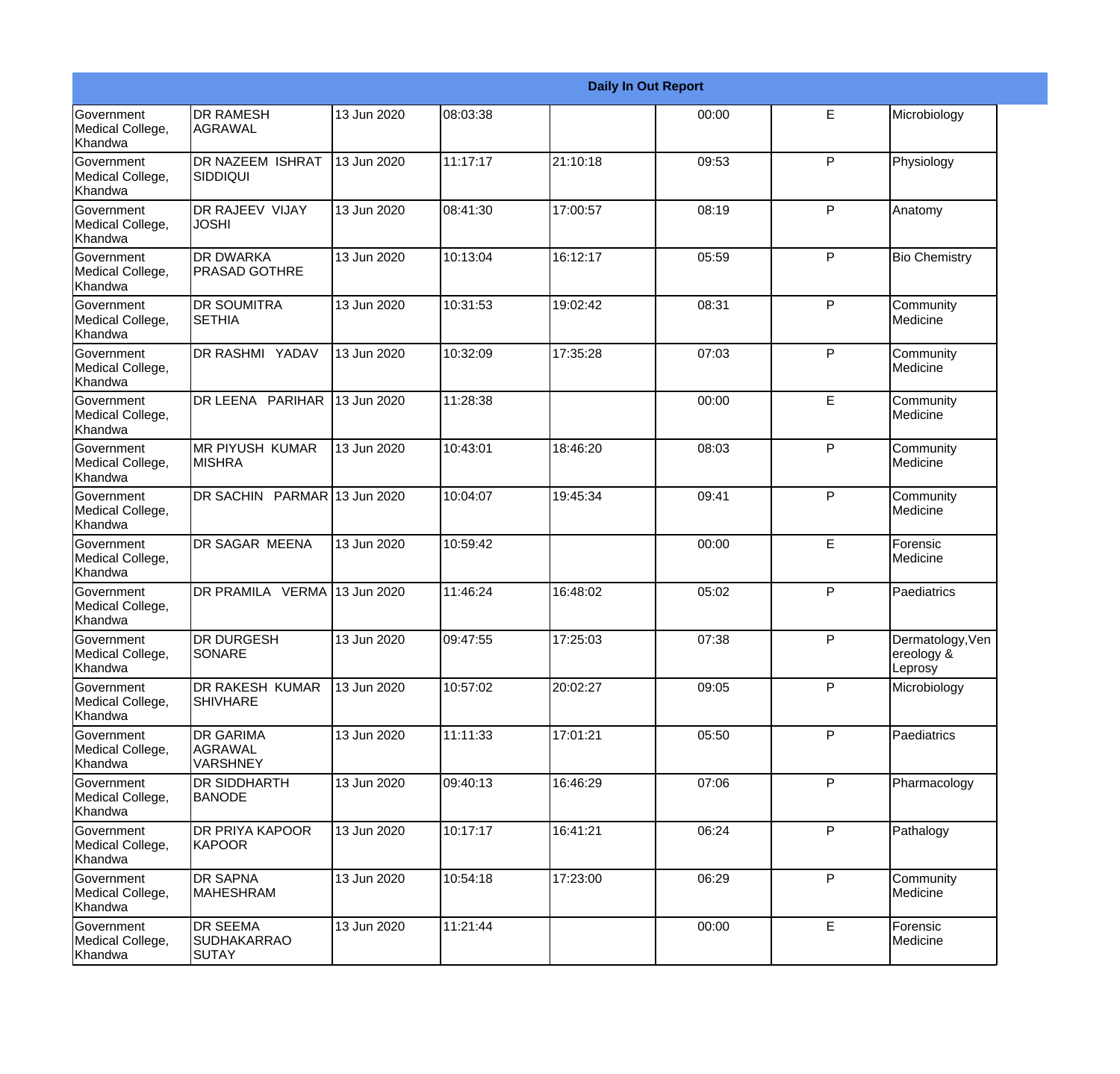| Daily In Out Report | | | | | | | |
|---|---|---|---|---|---|---|---|
| Government Medical College, Khandwa | DR RAMESH AGRAWAL | 13 Jun 2020 | 08:03:38 | | 00:00 | E | Microbiology |
| Government Medical College, Khandwa | DR NAZEEM ISHRAT SIDDIQUI | 13 Jun 2020 | 11:17:17 | 21:10:18 | 09:53 | P | Physiology |
| Government Medical College, Khandwa | DR RAJEEV VIJAY JOSHI | 13 Jun 2020 | 08:41:30 | 17:00:57 | 08:19 | P | Anatomy |
| Government Medical College, Khandwa | DR DWARKA PRASAD GOTHRE | 13 Jun 2020 | 10:13:04 | 16:12:17 | 05:59 | P | Bio Chemistry |
| Government Medical College, Khandwa | DR SOUMITRA SETHIA | 13 Jun 2020 | 10:31:53 | 19:02:42 | 08:31 | P | Community Medicine |
| Government Medical College, Khandwa | DR RASHMI YADAV | 13 Jun 2020 | 10:32:09 | 17:35:28 | 07:03 | P | Community Medicine |
| Government Medical College, Khandwa | DR LEENA PARIHAR | 13 Jun 2020 | 11:28:38 | | 00:00 | E | Community Medicine |
| Government Medical College, Khandwa | MR PIYUSH KUMAR MISHRA | 13 Jun 2020 | 10:43:01 | 18:46:20 | 08:03 | P | Community Medicine |
| Government Medical College, Khandwa | DR SACHIN PARMAR | 13 Jun 2020 | 10:04:07 | 19:45:34 | 09:41 | P | Community Medicine |
| Government Medical College, Khandwa | DR SAGAR MEENA | 13 Jun 2020 | 10:59:42 | | 00:00 | E | Forensic Medicine |
| Government Medical College, Khandwa | DR PRAMILA VERMA | 13 Jun 2020 | 11:46:24 | 16:48:02 | 05:02 | P | Paediatrics |
| Government Medical College, Khandwa | DR DURGESH SONARE | 13 Jun 2020 | 09:47:55 | 17:25:03 | 07:38 | P | Dermatology,Venereology & Leprosy |
| Government Medical College, Khandwa | DR RAKESH KUMAR SHIVHARE | 13 Jun 2020 | 10:57:02 | 20:02:27 | 09:05 | P | Microbiology |
| Government Medical College, Khandwa | DR GARIMA AGRAWAL VARSHNEY | 13 Jun 2020 | 11:11:33 | 17:01:21 | 05:50 | P | Paediatrics |
| Government Medical College, Khandwa | DR SIDDHARTH BANODE | 13 Jun 2020 | 09:40:13 | 16:46:29 | 07:06 | P | Pharmacology |
| Government Medical College, Khandwa | DR PRIYA KAPOOR KAPOOR | 13 Jun 2020 | 10:17:17 | 16:41:21 | 06:24 | P | Pathalogy |
| Government Medical College, Khandwa | DR SAPNA MAHESHRAM | 13 Jun 2020 | 10:54:18 | 17:23:00 | 06:29 | P | Community Medicine |
| Government Medical College, Khandwa | DR SEEMA SUDHAKARRAO SUTAY | 13 Jun 2020 | 11:21:44 | | 00:00 | E | Forensic Medicine |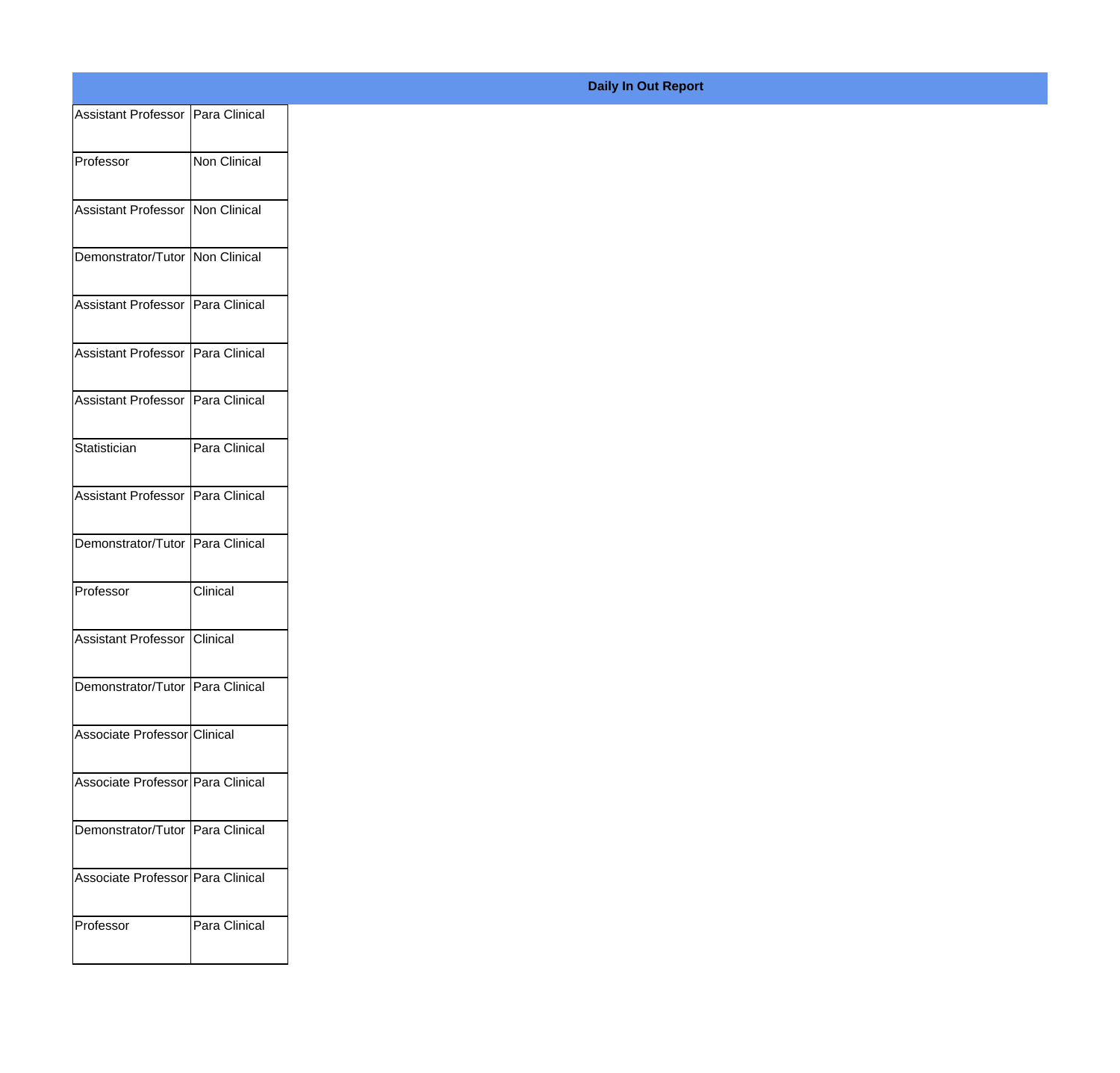**Daily In Out Report**

| | |
|---|---|
| Assistant Professor | Para Clinical |
| Professor | Non Clinical |
| Assistant Professor | Non Clinical |
| Demonstrator/Tutor | Non Clinical |
| Assistant Professor | Para Clinical |
| Assistant Professor | Para Clinical |
| Assistant Professor | Para Clinical |
| Statistician | Para Clinical |
| Assistant Professor | Para Clinical |
| Demonstrator/Tutor | Para Clinical |
| Professor | Clinical |
| Assistant Professor | Clinical |
| Demonstrator/Tutor | Para Clinical |
| Associate Professor | Clinical |
| Associate Professor | Para Clinical |
| Demonstrator/Tutor | Para Clinical |
| Associate Professor | Para Clinical |
| Professor | Para Clinical |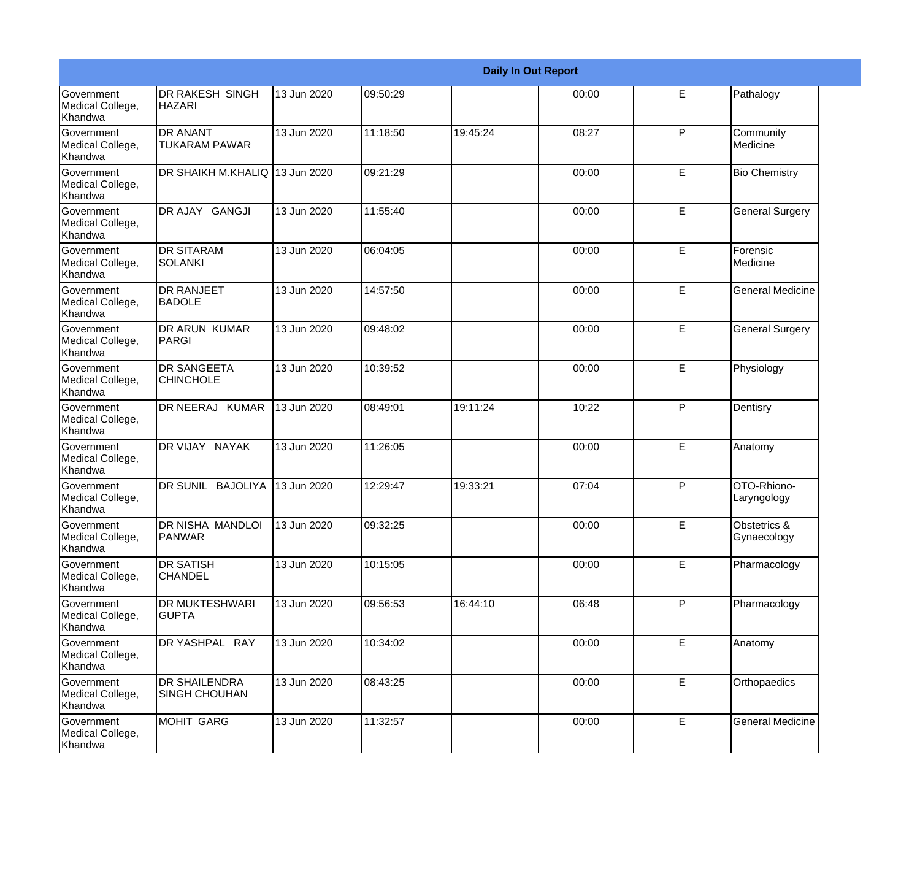| Daily In Out Report | | | | | | | |
|---|---|---|---|---|---|---|---|
| Government Medical College, Khandwa | DR RAKESH SINGH HAZARI | 13 Jun 2020 | 09:50:29 | | 00:00 | E | Pathalogy |
| Government Medical College, Khandwa | DR ANANT TUKARAM PAWAR | 13 Jun 2020 | 11:18:50 | 19:45:24 | 08:27 | P | Community Medicine |
| Government Medical College, Khandwa | DR SHAIKH M.KHALIQ | 13 Jun 2020 | 09:21:29 | | 00:00 | E | Bio Chemistry |
| Government Medical College, Khandwa | DR AJAY GANGJI | 13 Jun 2020 | 11:55:40 | | 00:00 | E | General Surgery |
| Government Medical College, Khandwa | DR SITARAM SOLANKI | 13 Jun 2020 | 06:04:05 | | 00:00 | E | Forensic Medicine |
| Government Medical College, Khandwa | DR RANJEET BADOLE | 13 Jun 2020 | 14:57:50 | | 00:00 | E | General Medicine |
| Government Medical College, Khandwa | DR ARUN KUMAR PARGI | 13 Jun 2020 | 09:48:02 | | 00:00 | E | General Surgery |
| Government Medical College, Khandwa | DR SANGEETA CHINCHOLE | 13 Jun 2020 | 10:39:52 | | 00:00 | E | Physiology |
| Government Medical College, Khandwa | DR NEERAJ KUMAR | 13 Jun 2020 | 08:49:01 | 19:11:24 | 10:22 | P | Dentisry |
| Government Medical College, Khandwa | DR VIJAY NAYAK | 13 Jun 2020 | 11:26:05 | | 00:00 | E | Anatomy |
| Government Medical College, Khandwa | DR SUNIL BAJOLIYA | 13 Jun 2020 | 12:29:47 | 19:33:21 | 07:04 | P | OTO-Rhiono-Laryngology |
| Government Medical College, Khandwa | DR NISHA MANDLOI PANWAR | 13 Jun 2020 | 09:32:25 | | 00:00 | E | Obstetrics & Gynaecology |
| Government Medical College, Khandwa | DR SATISH CHANDEL | 13 Jun 2020 | 10:15:05 | | 00:00 | E | Pharmacology |
| Government Medical College, Khandwa | DR MUKTESHWARI GUPTA | 13 Jun 2020 | 09:56:53 | 16:44:10 | 06:48 | P | Pharmacology |
| Government Medical College, Khandwa | DR YASHPAL RAY | 13 Jun 2020 | 10:34:02 | | 00:00 | E | Anatomy |
| Government Medical College, Khandwa | DR SHAILENDRA SINGH CHOUHAN | 13 Jun 2020 | 08:43:25 | | 00:00 | E | Orthopaedics |
| Government Medical College, Khandwa | MOHIT GARG | 13 Jun 2020 | 11:32:57 | | 00:00 | E | General Medicine |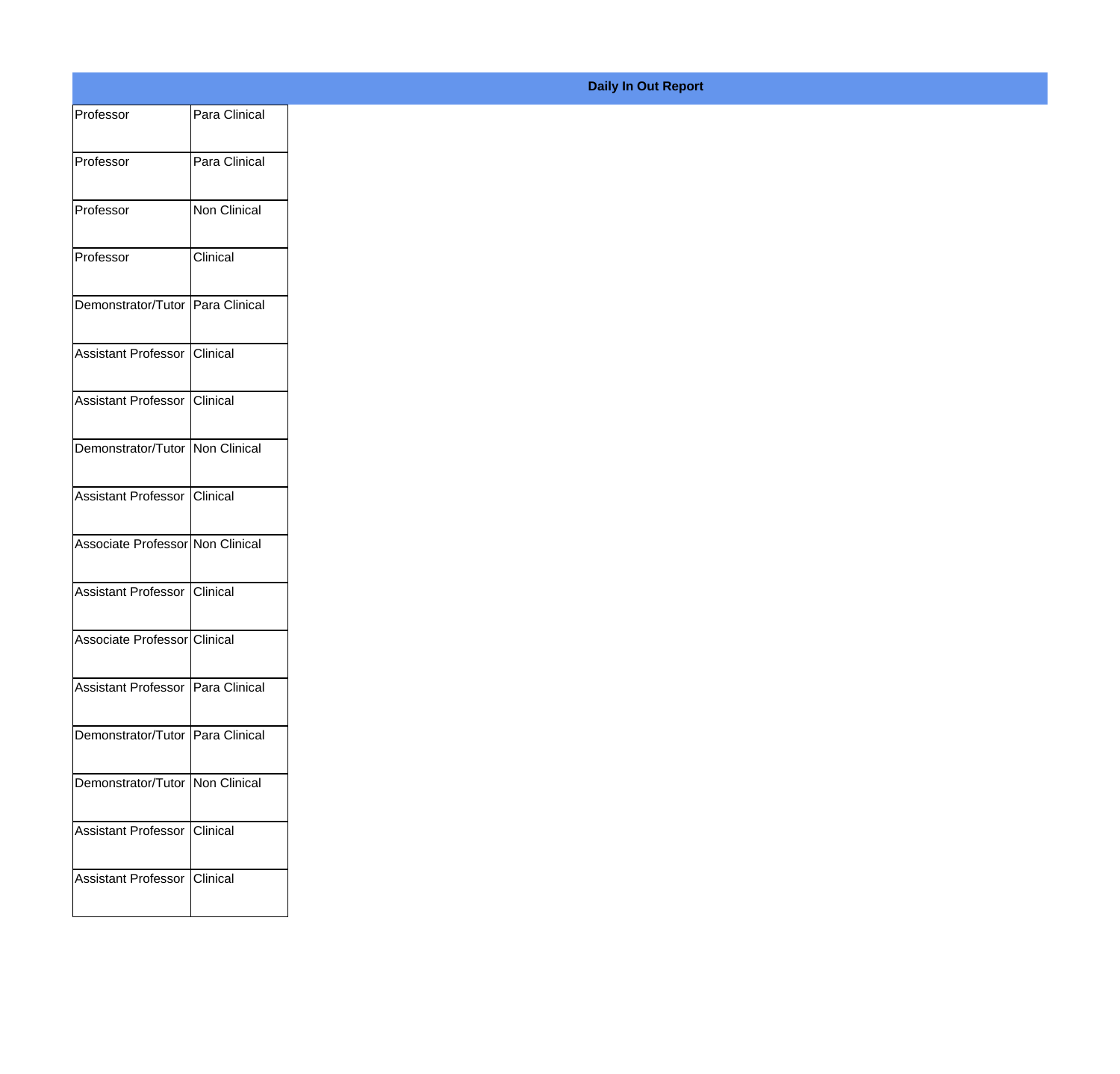**Daily In Out Report**

| | |
|---|---|
| Professor | Para Clinical |
| Professor | Para Clinical |
| Professor | Non Clinical |
| Professor | Clinical |
| Demonstrator/Tutor | Para Clinical |
| Assistant Professor | Clinical |
| Assistant Professor | Clinical |
| Demonstrator/Tutor | Non Clinical |
| Assistant Professor | Clinical |
| Associate Professor | Non Clinical |
| Assistant Professor | Clinical |
| Associate Professor | Clinical |
| Assistant Professor | Para Clinical |
| Demonstrator/Tutor | Para Clinical |
| Demonstrator/Tutor | Non Clinical |
| Assistant Professor | Clinical |
| Assistant Professor | Clinical |